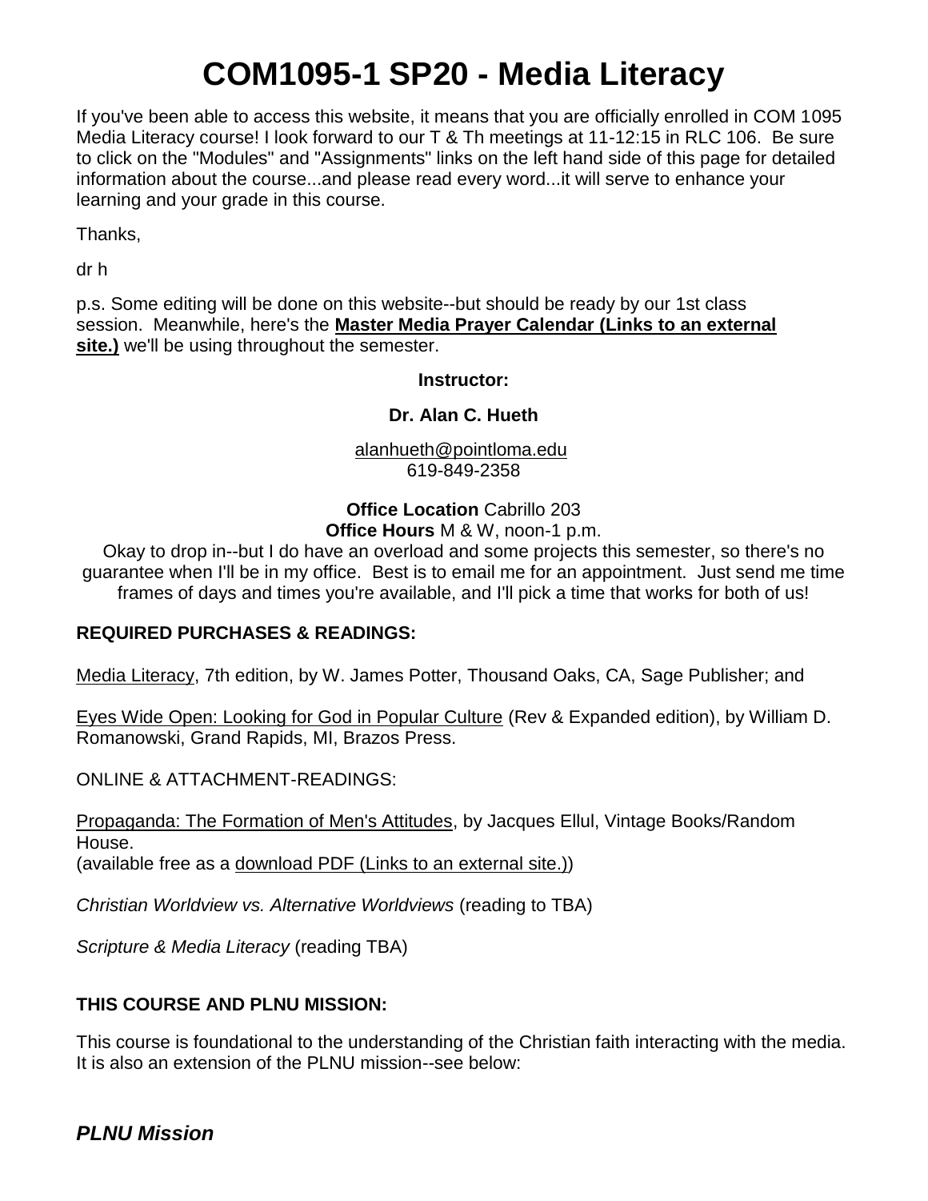# COM1095-1 SP20 - Media Literacy

If you've been able to access this website, it means that you are officially enrolled in COM 1095 Media Literacy course! I look forward to our T & Th meetings at 11-12:15 in RLC 106. Be sure to click on the "Modules" and "Assignments" links on the left hand side of this page for detailed information about the course...and please read every word...it will serve to enhance your learning and your grade in this course.

Thanks,

dr h

p.s. Some editing will be done on this website--but should be ready by our 1st class session. Meanwhile, here's the **Master Media Prayer Calendar (Links to an external site.)** we'll be using throughout the semester.

**Instructor:**

**Dr. Alan C. Hueth**

alanhueth@pointloma.edu
619-849-2358

**Office Location** Cabrillo 203
**Office Hours** M & W, noon-1 p.m.
Okay to drop in--but I do have an overload and some projects this semester, so there's no guarantee when I'll be in my office. Best is to email me for an appointment. Just send me time frames of days and times you're available, and I'll pick a time that works for both of us!

**REQUIRED PURCHASES & READINGS:**

Media Literacy, 7th edition, by W. James Potter, Thousand Oaks, CA, Sage Publisher; and

Eyes Wide Open: Looking for God in Popular Culture (Rev & Expanded edition), by William D. Romanowski, Grand Rapids, MI, Brazos Press.

ONLINE & ATTACHMENT-READINGS:

Propaganda: The Formation of Men's Attitudes, by Jacques Ellul, Vintage Books/Random House.
(available free as a download PDF (Links to an external site.))

*Christian Worldview vs. Alternative Worldviews* (reading to TBA)

*Scripture & Media Literacy* (reading TBA)

**THIS COURSE AND PLNU MISSION:**

This course is foundational to the understanding of the Christian faith interacting with the media. It is also an extension of the PLNU mission--see below:

## *PLNU Mission*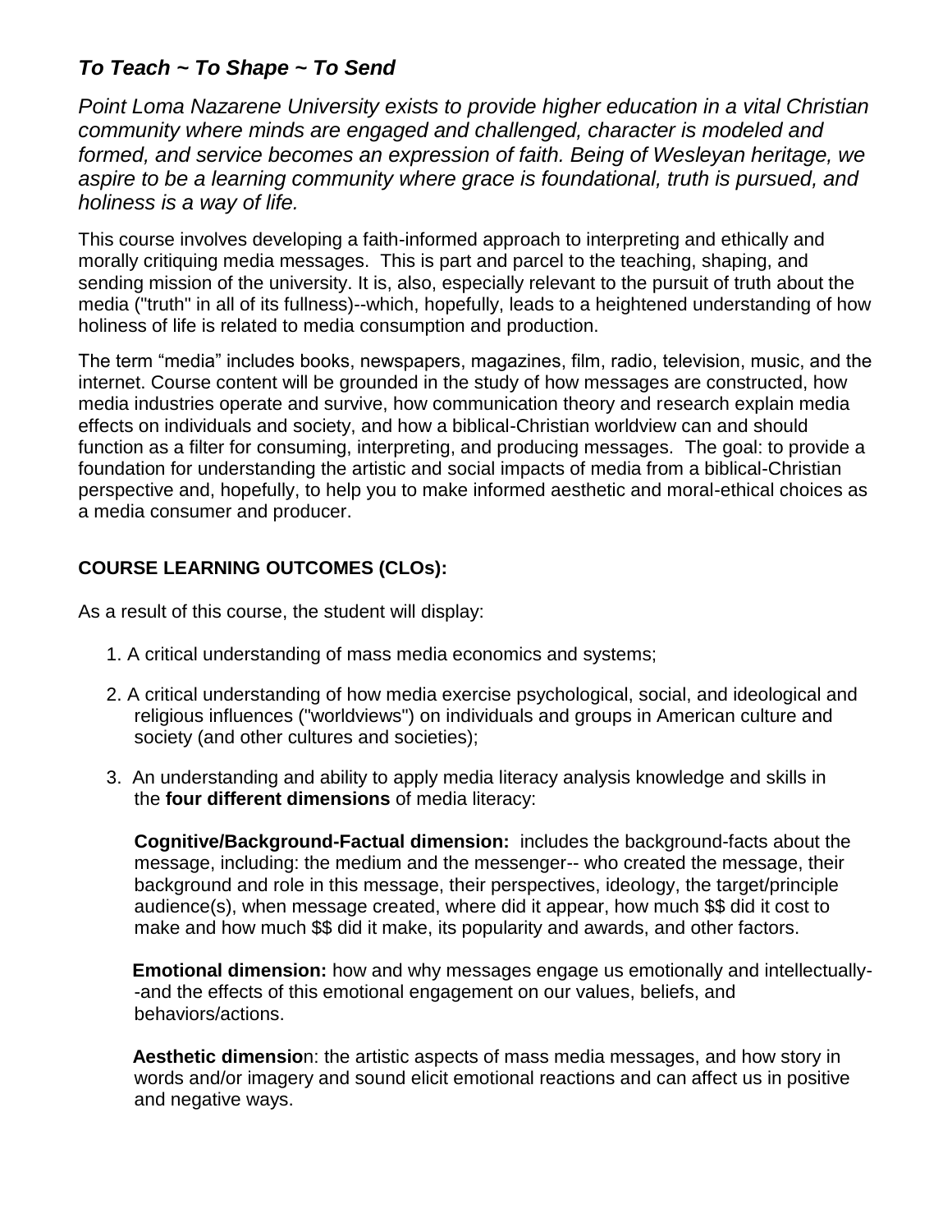### *To Teach ~ To Shape ~ To Send*

*Point Loma Nazarene University exists to provide higher education in a vital Christian community where minds are engaged and challenged, character is modeled and formed, and service becomes an expression of faith. Being of Wesleyan heritage, we aspire to be a learning community where grace is foundational, truth is pursued, and holiness is a way of life.*

This course involves developing a faith-informed approach to interpreting and ethically and morally critiquing media messages. This is part and parcel to the teaching, shaping, and sending mission of the university. It is, also, especially relevant to the pursuit of truth about the media ("truth" in all of its fullness)--which, hopefully, leads to a heightened understanding of how holiness of life is related to media consumption and production.

The term "media" includes books, newspapers, magazines, film, radio, television, music, and the internet. Course content will be grounded in the study of how messages are constructed, how media industries operate and survive, how communication theory and research explain media effects on individuals and society, and how a biblical-Christian worldview can and should function as a filter for consuming, interpreting, and producing messages. The goal: to provide a foundation for understanding the artistic and social impacts of media from a biblical-Christian perspective and, hopefully, to help you to make informed aesthetic and moral-ethical choices as a media consumer and producer.

**COURSE LEARNING OUTCOMES (CLOs):**

As a result of this course, the student will display:

1. A critical understanding of mass media economics and systems;
2. A critical understanding of how media exercise psychological, social, and ideological and religious influences ("worldviews") on individuals and groups in American culture and society (and other cultures and societies);
3. An understanding and ability to apply media literacy analysis knowledge and skills in the **four different dimensions** of media literacy:

   **Cognitive/Background-Factual dimension:** includes the background-facts about the message, including: the medium and the messenger-- who created the message, their background and role in this message, their perspectives, ideology, the target/principle audience(s), when message created, where did it appear, how much $$ did it cost to make and how much $$ did it make, its popularity and awards, and other factors.

   **Emotional dimension:** how and why messages engage us emotionally and intellectually--and the effects of this emotional engagement on our values, beliefs, and behaviors/actions.

   **Aesthetic dimension**: the artistic aspects of mass media messages, and how story in words and/or imagery and sound elicit emotional reactions and can affect us in positive and negative ways.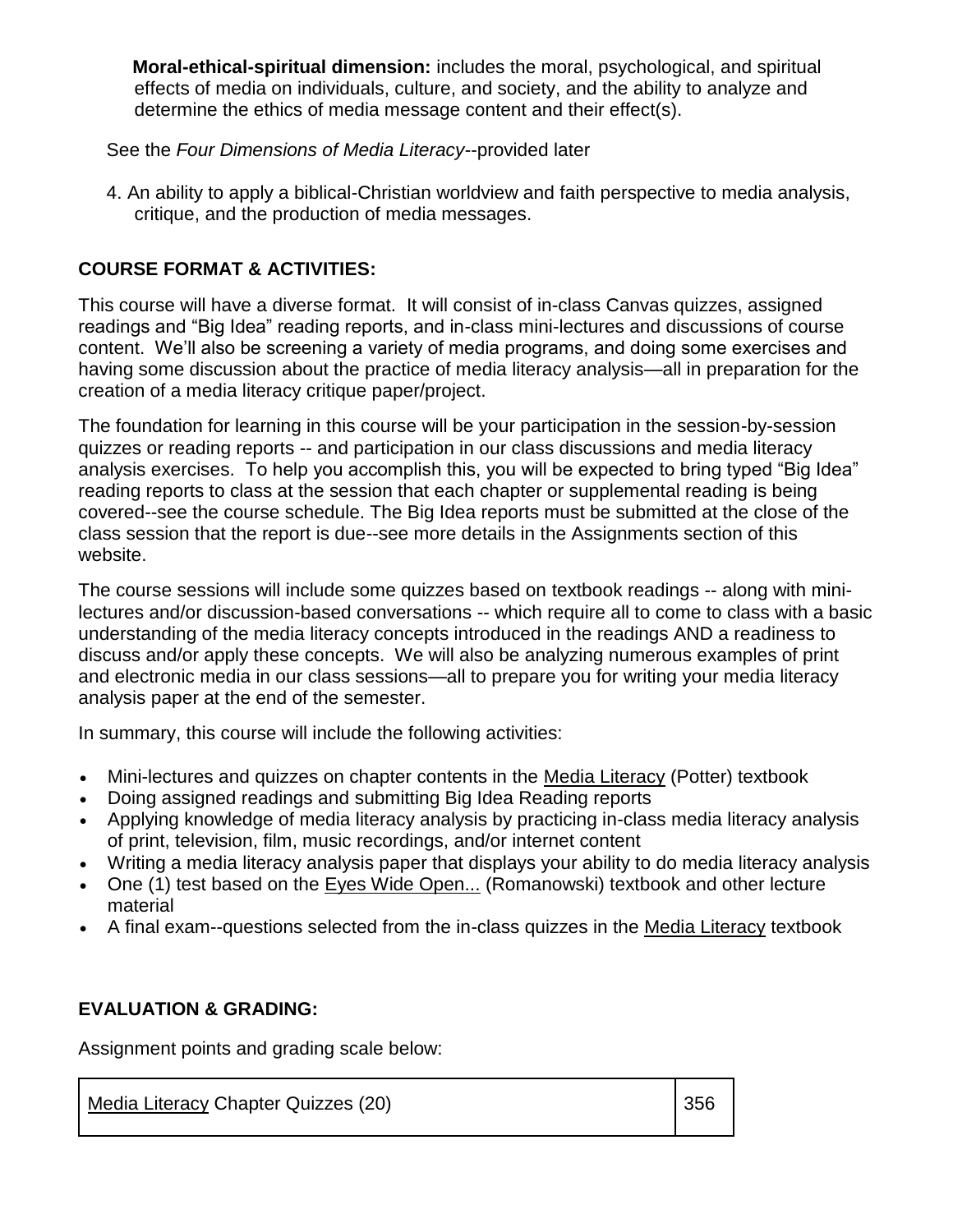**Moral-ethical-spiritual dimension:** includes the moral, psychological, and spiritual effects of media on individuals, culture, and society, and the ability to analyze and determine the ethics of media message content and their effect(s).

See the *Four Dimensions of Media Literacy*--provided later

4. An ability to apply a biblical-Christian worldview and faith perspective to media analysis, critique, and the production of media messages.

## COURSE FORMAT & ACTIVITIES:

This course will have a diverse format. It will consist of in-class Canvas quizzes, assigned readings and "Big Idea" reading reports, and in-class mini-lectures and discussions of course content. We'll also be screening a variety of media programs, and doing some exercises and having some discussion about the practice of media literacy analysis—all in preparation for the creation of a media literacy critique paper/project.

The foundation for learning in this course will be your participation in the session-by-session quizzes or reading reports -- and participation in our class discussions and media literacy analysis exercises. To help you accomplish this, you will be expected to bring typed "Big Idea" reading reports to class at the session that each chapter or supplemental reading is being covered--see the course schedule. The Big Idea reports must be submitted at the close of the class session that the report is due--see more details in the Assignments section of this website.

The course sessions will include some quizzes based on textbook readings -- along with mini-lectures and/or discussion-based conversations -- which require all to come to class with a basic understanding of the media literacy concepts introduced in the readings AND a readiness to discuss and/or apply these concepts. We will also be analyzing numerous examples of print and electronic media in our class sessions—all to prepare you for writing your media literacy analysis paper at the end of the semester.

In summary, this course will include the following activities:

- Mini-lectures and quizzes on chapter contents in the Media Literacy (Potter) textbook
- Doing assigned readings and submitting Big Idea Reading reports
- Applying knowledge of media literacy analysis by practicing in-class media literacy analysis of print, television, film, music recordings, and/or internet content
- Writing a media literacy analysis paper that displays your ability to do media literacy analysis
- One (1) test based on the Eyes Wide Open... (Romanowski) textbook and other lecture material
- A final exam--questions selected from the in-class quizzes in the Media Literacy textbook

## EVALUATION & GRADING:

Assignment points and grading scale below:

| Media Literacy Chapter Quizzes (20) | 356 |
|---|---|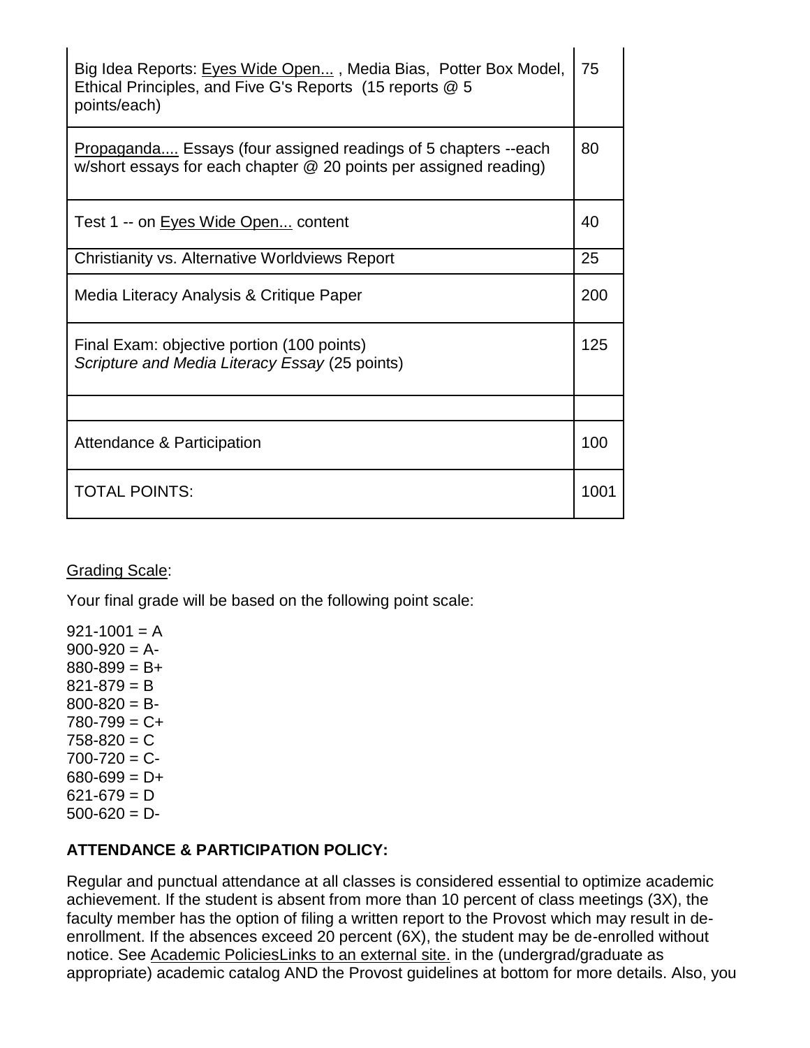| | |
|---|---|
| Big Idea Reports: Eyes Wide Open... , Media Bias, Potter Box Model, Ethical Principles, and Five G's Reports (15 reports @ 5 points/each) | 75 |
| Propaganda.... Essays (four assigned readings of 5 chapters --each w/short essays for each chapter @ 20 points per assigned reading) | 80 |
| Test 1 -- on Eyes Wide Open... content | 40 |
| Christianity vs. Alternative Worldviews Report | 25 |
| Media Literacy Analysis & Critique Paper | 200 |
| Final Exam: objective portion (100 points)<br>*Scripture and Media Literacy Essay* (25 points) | 125 |
| | |
| Attendance & Participation | 100 |
| TOTAL POINTS: | 1001 |

Grading Scale:

Your final grade will be based on the following point scale:

921-1001 = A
900-920 = A-
880-899 = B+
821-879 = B
800-820 = B-
780-799 = C+
758-820 = C
700-720 = C-
680-699 = D+
621-679 = D
500-620 = D-

**ATTENDANCE & PARTICIPATION POLICY:**

Regular and punctual attendance at all classes is considered essential to optimize academic achievement. If the student is absent from more than 10 percent of class meetings (3X), the faculty member has the option of filing a written report to the Provost which may result in de-enrollment. If the absences exceed 20 percent (6X), the student may be de-enrolled without notice. See Academic PoliciesLinks to an external site. in the (undergrad/graduate as appropriate) academic catalog AND the Provost guidelines at bottom for more details. Also, you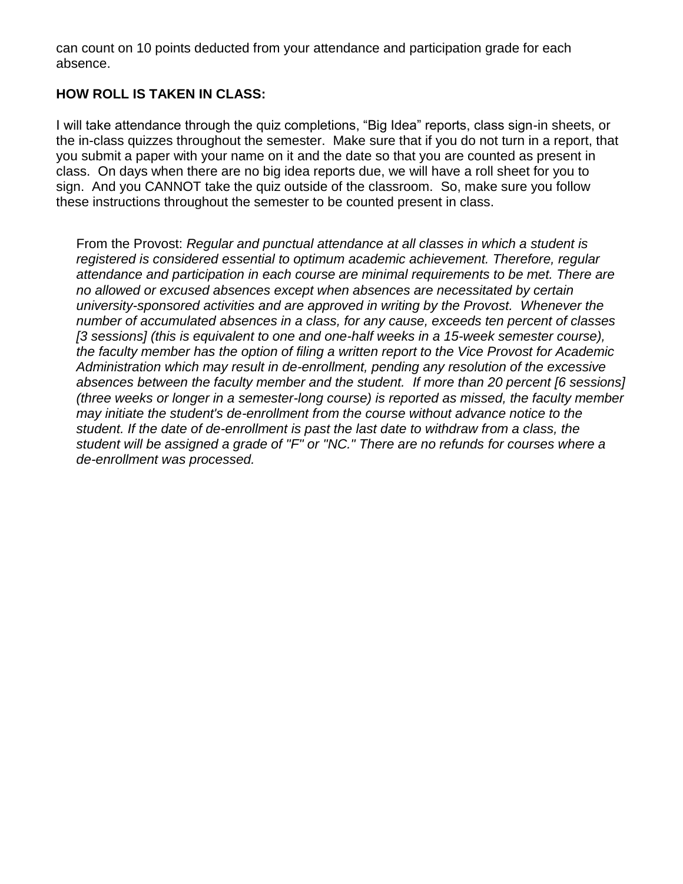can count on 10 points deducted from your attendance and participation grade for each absence.

**HOW ROLL IS TAKEN IN CLASS:**

I will take attendance through the quiz completions, “Big Idea” reports, class sign-in sheets, or the in-class quizzes throughout the semester. Make sure that if you do not turn in a report, that you submit a paper with your name on it and the date so that you are counted as present in class. On days when there are no big idea reports due, we will have a roll sheet for you to sign. And you CANNOT take the quiz outside of the classroom. So, make sure you follow these instructions throughout the semester to be counted present in class.

> From the Provost: *Regular and punctual attendance at all classes in which a student is registered is considered essential to optimum academic achievement. Therefore, regular attendance and participation in each course are minimal requirements to be met. There are no allowed or excused absences except when absences are necessitated by certain university-sponsored activities and are approved in writing by the Provost. Whenever the number of accumulated absences in a class, for any cause, exceeds ten percent of classes [3 sessions] (this is equivalent to one and one-half weeks in a 15-week semester course), the faculty member has the option of filing a written report to the Vice Provost for Academic Administration which may result in de-enrollment, pending any resolution of the excessive absences between the faculty member and the student. If more than 20 percent [6 sessions] (three weeks or longer in a semester-long course) is reported as missed, the faculty member may initiate the student's de-enrollment from the course without advance notice to the student. If the date of de-enrollment is past the last date to withdraw from a class, the student will be assigned a grade of "F" or "NC." There are no refunds for courses where a de-enrollment was processed.*